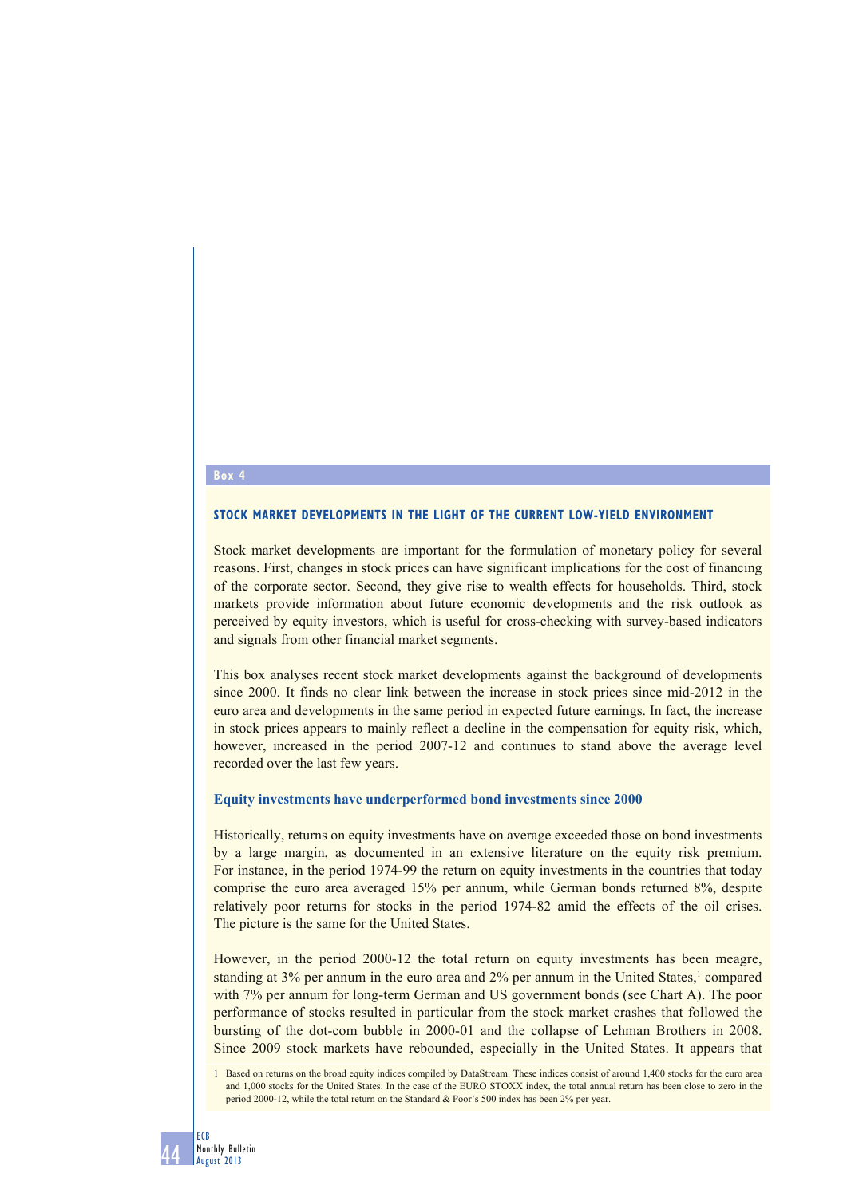**Box 4**

## STOCK MARKET DEVELOPMENTS IN THE LIGHT OF THE CURRENT LOW-YIELD ENVIRONMENT

Stock market developments are important for the formulation of monetary policy for several reasons. First, changes in stock prices can have significant implications for the cost of financing of the corporate sector. Second, they give rise to wealth effects for households. Third, stock markets provide information about future economic developments and the risk outlook as perceived by equity investors, which is useful for cross-checking with survey-based indicators and signals from other financial market segments.

This box analyses recent stock market developments against the background of developments since 2000. It finds no clear link between the increase in stock prices since mid-2012 in the euro area and developments in the same period in expected future earnings. In fact, the increase in stock prices appears to mainly reflect a decline in the compensation for equity risk, which, however, increased in the period 2007-12 and continues to stand above the average level recorded over the last few years.

### Equity investments have underperformed bond investments since 2000

Historically, returns on equity investments have on average exceeded those on bond investments by a large margin, as documented in an extensive literature on the equity risk premium. For instance, in the period 1974-99 the return on equity investments in the countries that today comprise the euro area averaged 15% per annum, while German bonds returned 8%, despite relatively poor returns for stocks in the period 1974-82 amid the effects of the oil crises. The picture is the same for the United States.

However, in the period 2000-12 the total return on equity investments has been meagre, standing at 3% per annum in the euro area and 2% per annum in the United States,[1] compared with 7% per annum for long-term German and US government bonds (see Chart A). The poor performance of stocks resulted in particular from the stock market crashes that followed the bursting of the dot-com bubble in 2000-01 and the collapse of Lehman Brothers in 2008. Since 2009 stock markets have rebounded, especially in the United States. It appears that

1 Based on returns on the broad equity indices compiled by DataStream. These indices consist of around 1,400 stocks for the euro area and 1,000 stocks for the United States. In the case of the EURO STOXX index, the total annual return has been close to zero in the period 2000-12, while the total return on the Standard & Poor's 500 index has been 2% per year.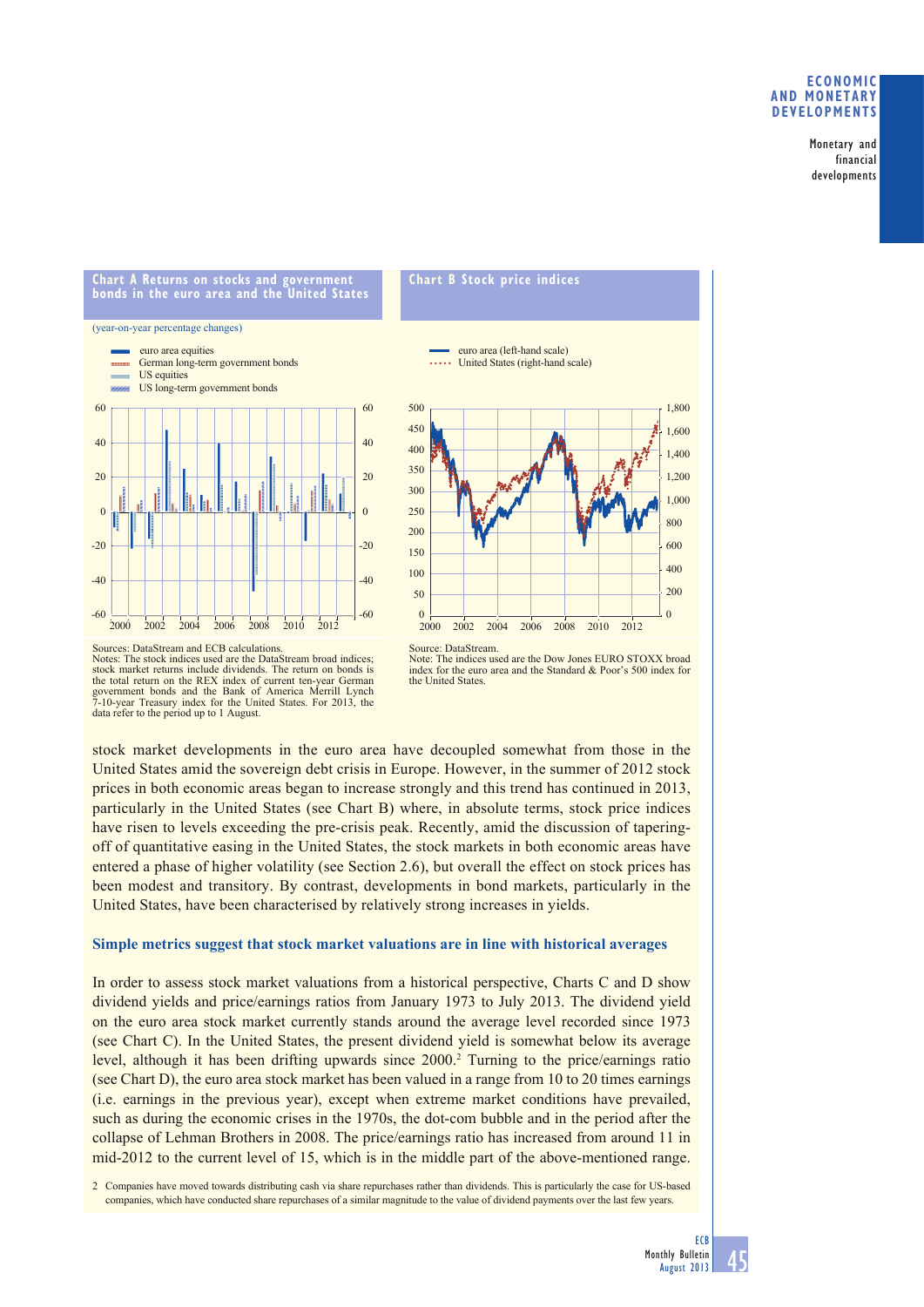**Chart A Returns on stocks and government bonds in the euro area and the United States**

(year-on-year percentage changes)

Sources: DataStream and ECB calculations.
Notes: The stock indices used are the DataStream broad indices; stock market returns include dividends. The return on bonds is the total return on the REX index of current ten-year German government bonds and the Bank of America Merrill Lynch 7-10-year Treasury index for the United States. For 2013, the data refer to the period up to 1 August.

**Chart B Stock price indices**

Source: DataStream.
Note: The indices used are the Dow Jones EURO STOXX broad index for the euro area and the Standard & Poor's 500 index for the United States.

stock market developments in the euro area have decoupled somewhat from those in the United States amid the sovereign debt crisis in Europe. However, in the summer of 2012 stock prices in both economic areas began to increase strongly and this trend has continued in 2013, particularly in the United States (see Chart B) where, in absolute terms, stock price indices have risen to levels exceeding the pre-crisis peak. Recently, amid the discussion of tapering-off of quantitative easing in the United States, the stock markets in both economic areas have entered a phase of higher volatility (see Section 2.6), but overall the effect on stock prices has been modest and transitory. By contrast, developments in bond markets, particularly in the United States, have been characterised by relatively strong increases in yields.

### Simple metrics suggest that stock market valuations are in line with historical averages

In order to assess stock market valuations from a historical perspective, Charts C and D show dividend yields and price/earnings ratios from January 1973 to July 2013. The dividend yield on the euro area stock market currently stands around the average level recorded since 1973 (see Chart C). In the United States, the present dividend yield is somewhat below its average level, although it has been drifting upwards since 2000.[2] Turning to the price/earnings ratio (see Chart D), the euro area stock market has been valued in a range from 10 to 20 times earnings (i.e. earnings in the previous year), except when extreme market conditions have prevailed, such as during the economic crises in the 1970s, the dot-com bubble and in the period after the collapse of Lehman Brothers in 2008. The price/earnings ratio has increased from around 11 in mid-2012 to the current level of 15, which is in the middle part of the above-mentioned range.

2 Companies have moved towards distributing cash via share repurchases rather than dividends. This is particularly the case for US-based companies, which have conducted share repurchases of a similar magnitude to the value of dividend payments over the last few years.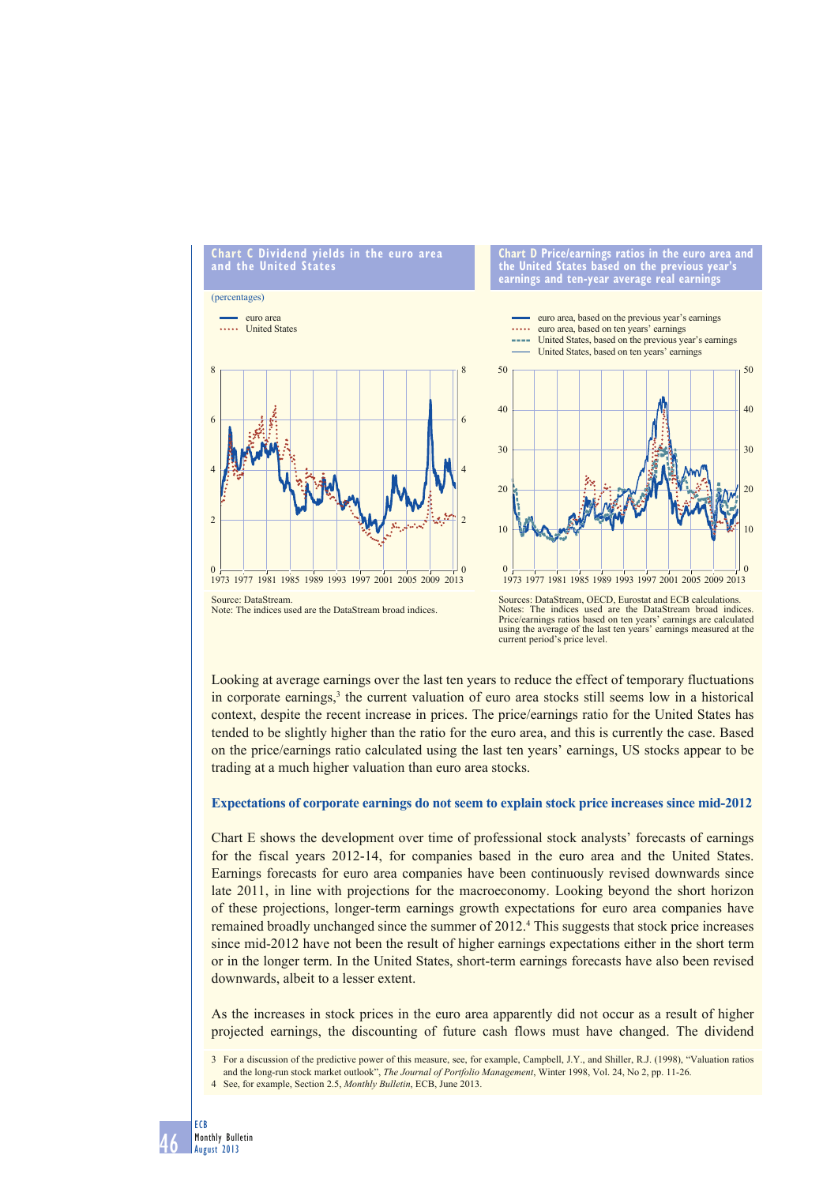**Chart C Dividend yields in the euro area and the United States**

(percentages)

- euro area
- United States

Source: DataStream.
Note: The indices used are the DataStream broad indices.

**Chart D Price/earnings ratios in the euro area and the United States based on the previous year's earnings and ten-year average real earnings**

- euro area, based on the previous year's earnings
- euro area, based on ten years' earnings
- United States, based on the previous year's earnings
- United States, based on ten years' earnings

Sources: DataStream, OECD, Eurostat and ECB calculations.
Notes: The indices used are the DataStream broad indices. Price/earnings ratios based on ten years' earnings are calculated using the average of the last ten years' earnings measured at the current period's price level.

Looking at average earnings over the last ten years to reduce the effect of temporary fluctuations in corporate earnings,[3] the current valuation of euro area stocks still seems low in a historical context, despite the recent increase in prices. The price/earnings ratio for the United States has tended to be slightly higher than the ratio for the euro area, and this is currently the case. Based on the price/earnings ratio calculated using the last ten years' earnings, US stocks appear to be trading at a much higher valuation than euro area stocks.

### Expectations of corporate earnings do not seem to explain stock price increases since mid-2012

Chart E shows the development over time of professional stock analysts' forecasts of earnings for the fiscal years 2012-14, for companies based in the euro area and the United States. Earnings forecasts for euro area companies have been continuously revised downwards since late 2011, in line with projections for the macroeconomy. Looking beyond the short horizon of these projections, longer-term earnings growth expectations for euro area companies have remained broadly unchanged since the summer of 2012.[4] This suggests that stock price increases since mid-2012 have not been the result of higher earnings expectations either in the short term or in the longer term. In the United States, short-term earnings forecasts have also been revised downwards, albeit to a lesser extent.

As the increases in stock prices in the euro area apparently did not occur as a result of higher projected earnings, the discounting of future cash flows must have changed. The dividend

3 For a discussion of the predictive power of this measure, see, for example, Campbell, J.Y., and Shiller, R.J. (1998), "Valuation ratios and the long-run stock market outlook", *The Journal of Portfolio Management*, Winter 1998, Vol. 24, No 2, pp. 11-26.

4 See, for example, Section 2.5, *Monthly Bulletin*, ECB, June 2013.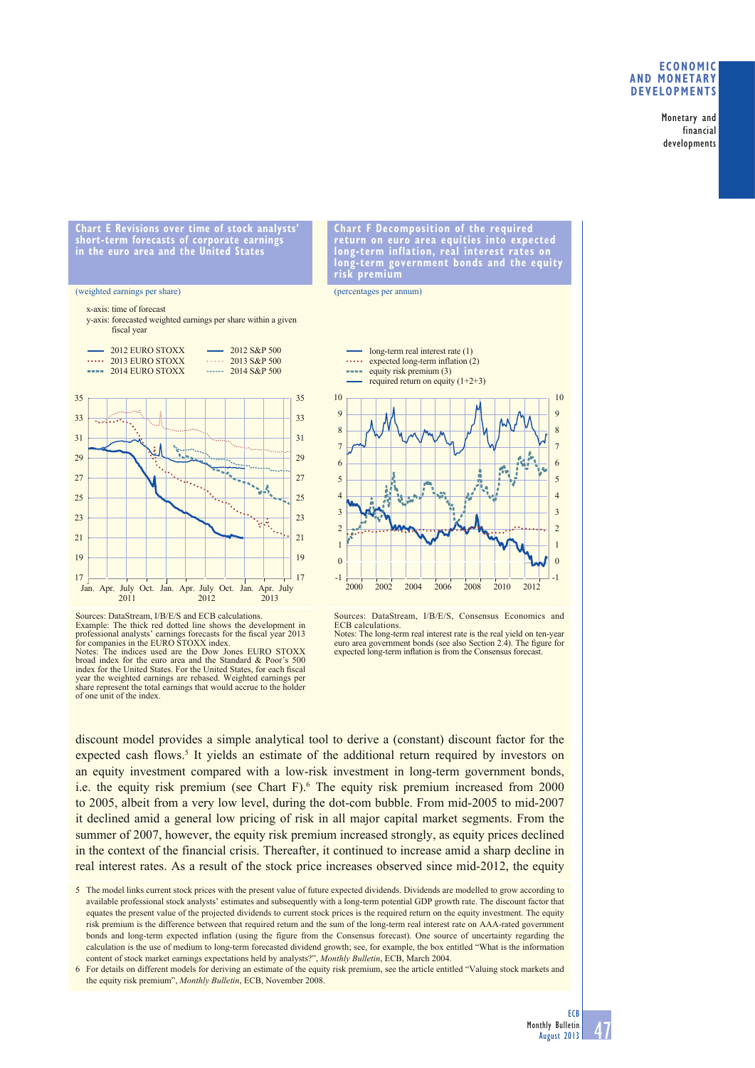**Chart E Revisions over time of stock analysts' short-term forecasts of corporate earnings in the euro area and the United States**

(weighted earnings per share)

x-axis: time of forecast
y-axis: forecasted weighted earnings per share within a given fiscal year

- 2012 EURO STOXX
- 2013 EURO STOXX
- 2014 EURO STOXX
- 2012 S&P 500
- 2013 S&P 500
- 2014 S&P 500

Sources: DataStream, I/B/E/S and ECB calculations.
Example: The thick red dotted line shows the development in professional analysts' earnings forecasts for the fiscal year 2013 for companies in the EURO STOXX index.
Notes: The indices used are the Dow Jones EURO STOXX broad index for the euro area and the Standard & Poor's 500 index for the United States. For the United States, for each fiscal year the weighted earnings are rebased. Weighted earnings per share represent the total earnings that would accrue to the holder of one unit of the index.

**Chart F Decomposition of the required return on euro area equities into expected long-term inflation, real interest rates on long-term government bonds and the equity risk premium**

(percentages per annum)

- long-term real interest rate (1)
- expected long-term inflation (2)
- equity risk premium (3)
- required return on equity (1+2+3)

Sources: DataStream, I/B/E/S, Consensus Economics and ECB calculations.
Notes: The long-term real interest rate is the real yield on ten-year euro area government bonds (see also Section 2.4). The figure for expected long-term inflation is from the Consensus forecast.

discount model provides a simple analytical tool to derive a (constant) discount factor for the expected cash flows.[5] It yields an estimate of the additional return required by investors on an equity investment compared with a low-risk investment in long-term government bonds, i.e. the equity risk premium (see Chart F).[6] The equity risk premium increased from 2000 to 2005, albeit from a very low level, during the dot-com bubble. From mid-2005 to mid-2007 it declined amid a general low pricing of risk in all major capital market segments. From the summer of 2007, however, the equity risk premium increased strongly, as equity prices declined in the context of the financial crisis. Thereafter, it continued to increase amid a sharp decline in real interest rates. As a result of the stock price increases observed since mid-2012, the equity

5 The model links current stock prices with the present value of future expected dividends. Dividends are modelled to grow according to available professional stock analysts' estimates and subsequently with a long-term potential GDP growth rate. The discount factor that equates the present value of the projected dividends to current stock prices is the required return on the equity investment. The equity risk premium is the difference between that required return and the sum of the long-term real interest rate on AAA-rated government bonds and long-term expected inflation (using the figure from the Consensus forecast). One source of uncertainty regarding the calculation is the use of medium to long-term forecasted dividend growth; see, for example, the box entitled "What is the information content of stock market earnings expectations held by analysts?", *Monthly Bulletin*, ECB, March 2004.

6 For details on different models for deriving an estimate of the equity risk premium, see the article entitled "Valuing stock markets and the equity risk premium", *Monthly Bulletin*, ECB, November 2008.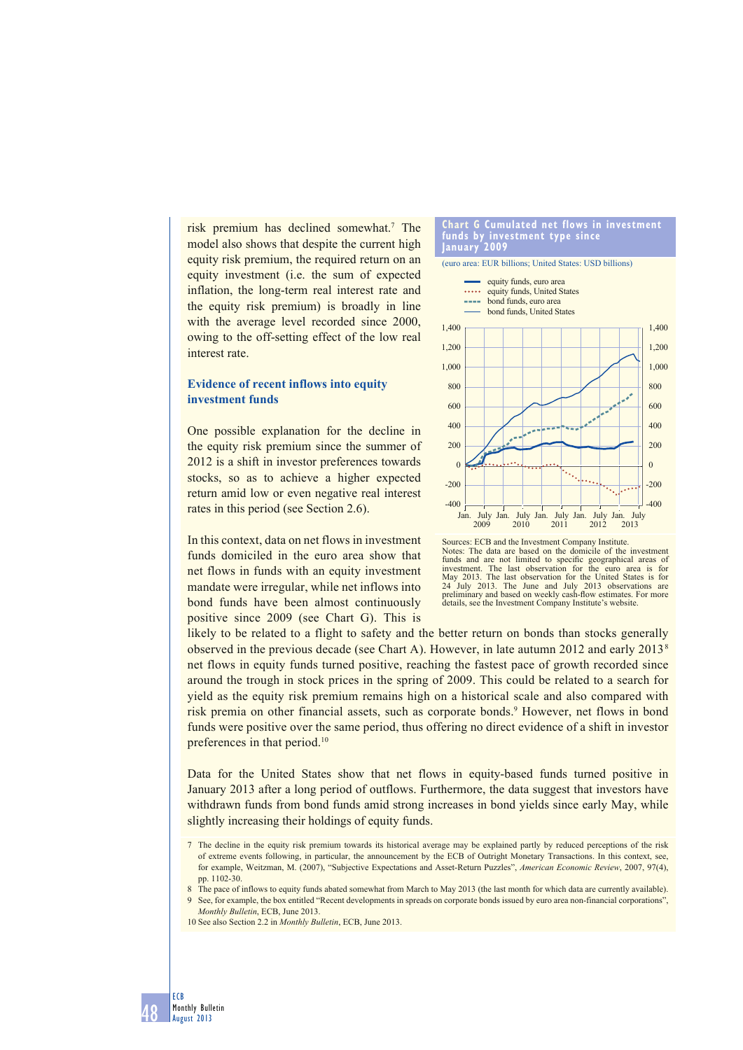risk premium has declined somewhat.[7] The model also shows that despite the current high equity risk premium, the required return on an equity investment (i.e. the sum of expected inflation, the long-term real interest rate and the equity risk premium) is broadly in line with the average level recorded since 2000, owing to the off-setting effect of the low real interest rate.

### Evidence of recent inflows into equity investment funds

One possible explanation for the decline in the equity risk premium since the summer of 2012 is a shift in investor preferences towards stocks, so as to achieve a higher expected return amid low or even negative real interest rates in this period (see Section 2.6).

In this context, data on net flows in investment funds domiciled in the euro area show that net flows in funds with an equity investment mandate were irregular, while net inflows into bond funds have been almost continuously positive since 2009 (see Chart G). This is likely to be related to a flight to safety and the better return on bonds than stocks generally observed in the previous decade (see Chart A). However, in late autumn 2012 and early 2013[8] net flows in equity funds turned positive, reaching the fastest pace of growth recorded since around the trough in stock prices in the spring of 2009. This could be related to a search for yield as the equity risk premium remains high on a historical scale and also compared with risk premia on other financial assets, such as corporate bonds.[9] However, net flows in bond funds were positive over the same period, thus offering no direct evidence of a shift in investor preferences in that period.[10]

**Chart G Cumulated net flows in investment funds by investment type since January 2009**

(euro area: EUR billions; United States: USD billions)

equity funds, euro area
equity funds, United States
bond funds, euro area
bond funds, United States

1,400
1,200
1,000
800
600
400
200
0
-200
-400

Jan. 2009
July
Jan. 2010
July
Jan. 2011
July
Jan. 2012
July
Jan. 2013
July

Sources: ECB and the Investment Company Institute.
Notes: The data are based on the domicile of the investment funds and are not limited to specific geographical areas of investment. The last observation for the euro area is for May 2013. The last observation for the United States is for 24 July 2013. The June and July 2013 observations are preliminary and based on weekly cash-flow estimates. For more details, see the Investment Company Institute's website.

Data for the United States show that net flows in equity-based funds turned positive in January 2013 after a long period of outflows. Furthermore, the data suggest that investors have withdrawn funds from bond funds amid strong increases in bond yields since early May, while slightly increasing their holdings of equity funds.

7 The decline in the equity risk premium towards its historical average may be explained partly by reduced perceptions of the risk of extreme events following, in particular, the announcement by the ECB of Outright Monetary Transactions. In this context, see, for example, Weitzman, M. (2007), "Subjective Expectations and Asset-Return Puzzles", *American Economic Review*, 2007, 97(4), pp. 1102-30.

8 The pace of inflows to equity funds abated somewhat from March to May 2013 (the last month for which data are currently available).

9 See, for example, the box entitled "Recent developments in spreads on corporate bonds issued by euro area non-financial corporations", *Monthly Bulletin*, ECB, June 2013.

10 See also Section 2.2 in *Monthly Bulletin*, ECB, June 2013.